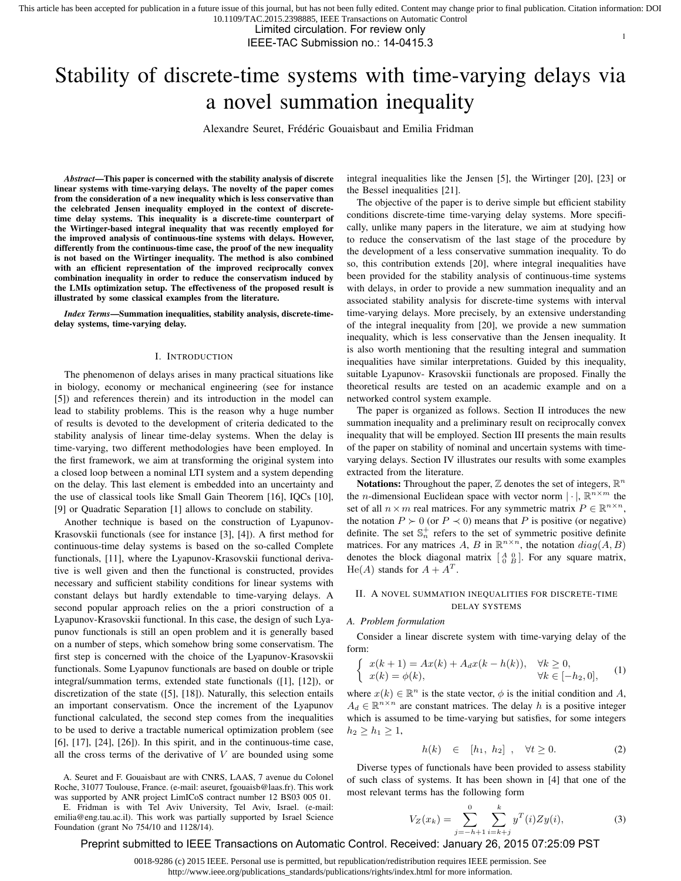# Stability of discrete-time systems with time-varying delays via a novel summation inequality

Alexandre Seuret, Frédéric Gouaisbaut and Emilia Fridman

***Abstract*—This paper is concerned with the stability analysis of discrete linear systems with time-varying delays. The novelty of the paper comes from the consideration of a new inequality which is less conservative than the celebrated Jensen inequality employed in the context of discrete-time delay systems. This inequality is a discrete-time counterpart of the Wirtinger-based integral inequality that was recently employed for the improved analysis of continuous-tine systems with delays. However, differently from the continuous-time case, the proof of the new inequality is not based on the Wirtinger inequality. The method is also combined with an efficient representation of the improved reciprocally convex combination inequality in order to reduce the conservatism induced by the LMIs optimization setup. The effectiveness of the proposed result is illustrated by some classical examples from the literature.**

***Index Terms*—Summation inequalities, stability analysis, discrete-time-delay systems, time-varying delay.**

## I. Introduction

The phenomenon of delays arises in many practical situations like in biology, economy or mechanical engineering (see for instance [5]) and references therein) and its introduction in the model can lead to stability problems. This is the reason why a huge number of results is devoted to the development of criteria dedicated to the stability analysis of linear time-delay systems. When the delay is time-varying, two different methodologies have been employed. In the first framework, we aim at transforming the original system into a closed loop between a nominal LTI system and a system depending on the delay. This last element is embedded into an uncertainty and the use of classical tools like Small Gain Theorem [16], IQCs [10], [9] or Quadratic Separation [1] allows to conclude on stability.

Another technique is based on the construction of Lyapunov-Krasovskii functionals (see for instance [3], [4]). A first method for continuous-time delay systems is based on the so-called Complete functionals, [11], where the Lyapunov-Krasovskii functional derivative is well given and then the functional is constructed, provides necessary and sufficient stability conditions for linear systems with constant delays but hardly extendable to time-varying delays. A second popular approach relies on the a priori construction of a Lyapunov-Krasovskii functional. In this case, the design of such Lyapunov functionals is still an open problem and it is generally based on a number of steps, which somehow bring some conservatism. The first step is concerned with the choice of the Lyapunov-Krasovskii functionals. Some Lyapunov functionals are based on double or triple integral/summation terms, extended state functionals ([1], [12]), or discretization of the state ([5], [18]). Naturally, this selection entails an important conservatism. Once the increment of the Lyapunov functional calculated, the second step comes from the inequalities to be used to derive a tractable numerical optimization problem (see [6], [17], [24], [26]). In this spirit, and in the continuous-time case, all the cross terms of the derivative of $V$ are bounded using some integral inequalities like the Jensen [5], the Wirtinger [20], [23] or the Bessel inequalities [21].

The objective of the paper is to derive simple but efficient stability conditions discrete-time time-varying delay systems. More specifically, unlike many papers in the literature, we aim at studying how to reduce the conservatism of the last stage of the procedure by the development of a less conservative summation inequality. To do so, this contribution extends [20], where integral inequalities have been provided for the stability analysis of continuous-time systems with delays, in order to provide a new summation inequality and an associated stability analysis for discrete-time systems with interval time-varying delays. More precisely, by an extensive understanding of the integral inequality from [20], we provide a new summation inequality, which is less conservative than the Jensen inequality. It is also worth mentioning that the resulting integral and summation inequalities have similar interpretations. Guided by this inequality, suitable Lyapunov- Krasovskii functionals are proposed. Finally the theoretical results are tested on an academic example and on a networked control system example.

The paper is organized as follows. Section II introduces the new summation inequality and a preliminary result on reciprocally convex inequality that will be employed. Section III presents the main results of the paper on stability of nominal and uncertain systems with time-varying delays. Section IV illustrates our results with some examples extracted from the literature.

**Notations:** Throughout the paper, $\mathbb{Z}$ denotes the set of integers, $\mathbb{R}^n$ the $n$-dimensional Euclidean space with vector norm $|\cdot|$, $\mathbb{R}^{n\times m}$ the set of all $n \times m$ real matrices. For any symmetric matrix $P \in \mathbb{R}^{n\times n}$, the notation $P \succ 0$ (or $P \prec 0$) means that $P$ is positive (or negative) definite. The set $\mathbb{S}_n^+$ refers to the set of symmetric positive definite matrices. For any matrices $A$, $B$ in $\mathbb{R}^{n\times n}$, the notation $diag(A, B)$ denotes the block diagonal matrix $\left[\begin{smallmatrix} A & 0 \\ 0 & B\end{smallmatrix}\right]$. For any square matrix, $\mathrm{He}(A)$ stands for $A + A^T$.

## II. A novel summation inequalities for discrete-time delay systems

### A. Problem formulation

Consider a linear discrete system with time-varying delay of the form:

$$\left\{ \begin{array}{ll} x(k+1) = Ax(k) + A_d x(k-h(k)), & \forall k \geq 0, \\ x(k) = \phi(k), & \forall k \in [-h_2, 0], \end{array}\right. \tag{1}$$

where $x(k) \in \mathbb{R}^n$ is the state vector, $\phi$ is the initial condition and $A$, $A_d \in \mathbb{R}^{n\times n}$ are constant matrices. The delay $h$ is a positive integer which is assumed to be time-varying but satisfies, for some integers $h_2 \geq h_1 \geq 1$,

$$h(k) \quad \in \quad [h_1,\ h_2]\ , \quad \forall t \geq 0. \tag{2}$$

Diverse types of functionals have been provided to assess stability of such class of systems. It has been shown in [4] that one of the most relevant terms has the following form

$$V_Z(x_k) = \sum_{j=-h+1}^{0} \sum_{i=k+j}^{k} y^T(i) Z y(i), \tag{3}$$

A. Seuret and F. Gouaisbaut are with CNRS, LAAS, 7 avenue du Colonel Roche, 31077 Toulouse, France. (e-mail: aseuret, fgouaisb@laas.fr). This work was supported by ANR project LimICoS contract number 12 BS03 005 01.

E. Fridman is with Tel Aviv University, Tel Aviv, Israel. (e-mail: emilia@eng.tau.ac.il). This work was partially supported by Israel Science Foundation (grant No 754/10 and 1128/14).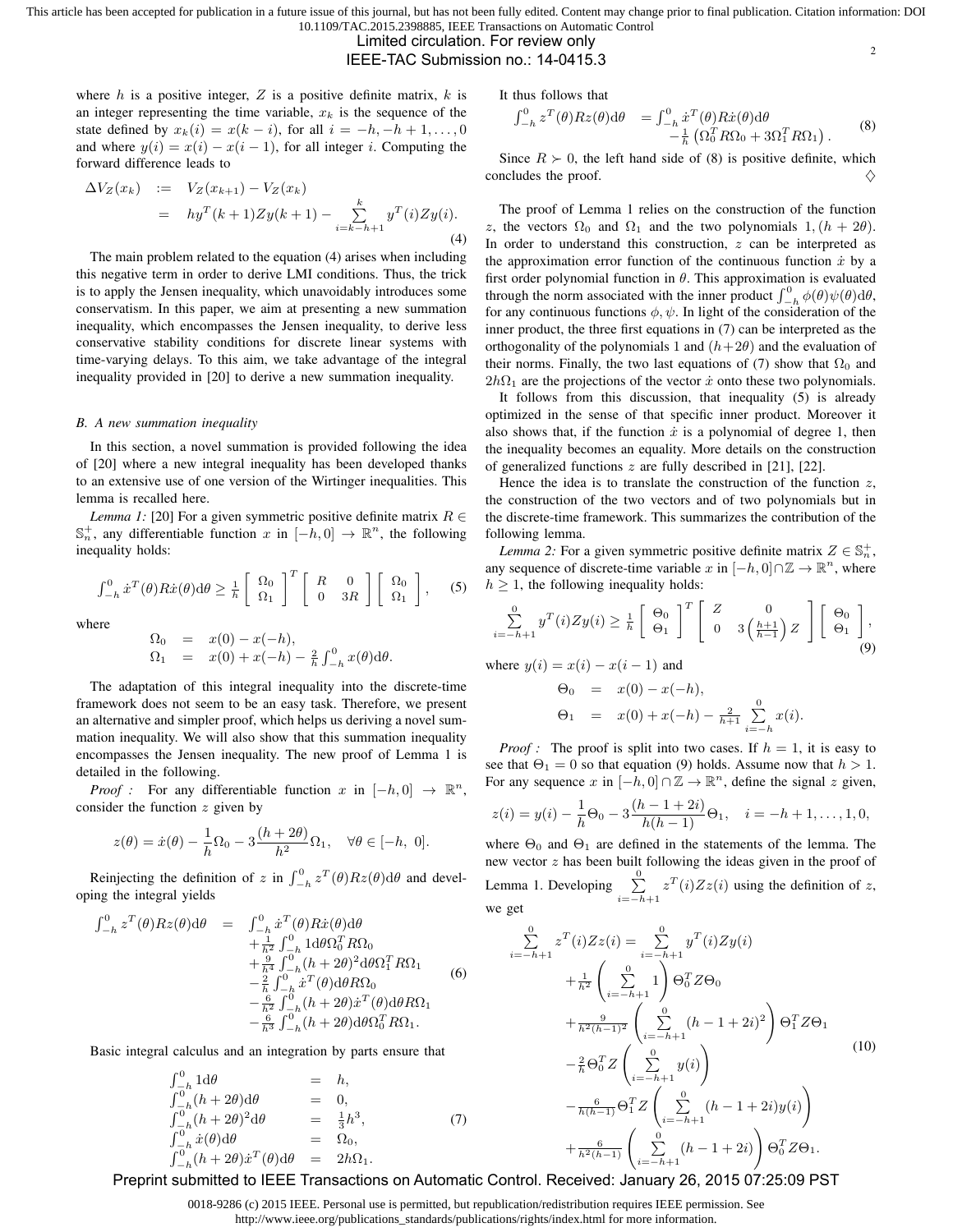where $h$ is a positive integer, $Z$ is a positive definite matrix, $k$ is an integer representing the time variable, $x_k$ is the sequence of the state defined by $x_k(i) = x(k-i)$, for all $i = -h, -h+1, \ldots, 0$ and where $y(i) = x(i) - x(i-1)$, for all integer $i$. Computing the forward difference leads to

$$
\begin{aligned}
\Delta V_Z(x_k) &:= V_Z(x_{k+1}) - V_Z(x_k) \\
&= hy^T(k+1)Zy(k+1) - \sum_{i=k-h+1}^{k} y^T(i)Zy(i).
\end{aligned} \tag{4}
$$

The main problem related to the equation (4) arises when including this negative term in order to derive LMI conditions. Thus, the trick is to apply the Jensen inequality, which unavoidably introduces some conservatism. In this paper, we aim at presenting a new summation inequality, which encompasses the Jensen inequality, to derive less conservative stability conditions for discrete linear systems with time-varying delays. To this aim, we take advantage of the integral inequality provided in [20] to derive a new summation inequality.

### B. A new summation inequality

In this section, a novel summation is provided following the idea of [20] where a new integral inequality has been developed thanks to an extensive use of one version of the Wirtinger inequalities. This lemma is recalled here.

*Lemma 1:* [20] For a given symmetric positive definite matrix $R \in \mathbb{S}_n^+$, any differentiable function $x$ in $[-h, 0] \to \mathbb{R}^n$, the following inequality holds:

$$
\int_{-h}^{0} \dot{x}^T(\theta) R \dot{x}(\theta) \mathrm{d}\theta \geq \frac{1}{h} \begin{bmatrix} \Omega_0 \\ \Omega_1 \end{bmatrix}^T \begin{bmatrix} R & 0 \\ 0 & 3R \end{bmatrix} \begin{bmatrix} \Omega_0 \\ \Omega_1 \end{bmatrix}, \tag{5}
$$

where

$$
\begin{aligned}
\Omega_0 &= x(0) - x(-h), \\
\Omega_1 &= x(0) + x(-h) - \frac{2}{h}\int_{-h}^{0} x(\theta)\mathrm{d}\theta.
\end{aligned}
$$

The adaptation of this integral inequality into the discrete-time framework does not seem to be an easy task. Therefore, we present an alternative and simpler proof, which helps us deriving a novel summation inequality. We will also show that this summation inequality encompasses the Jensen inequality. The new proof of Lemma 1 is detailed in the following.

*Proof :* For any differentiable function $x$ in $[-h, 0] \to \mathbb{R}^n$, consider the function $z$ given by

$$
z(\theta) = \dot{x}(\theta) - \frac{1}{h}\Omega_0 - 3\frac{(h+2\theta)}{h^2}\Omega_1, \quad \forall \theta \in [-h, 0].
$$

Reinjecting the definition of $z$ in $\int_{-h}^{0} z^T(\theta) R z(\theta) \mathrm{d}\theta$ and developing the integral yields

$$
\begin{aligned}
\int_{-h}^{0} z^T(\theta) R z(\theta) \mathrm{d}\theta = {} & \int_{-h}^{0} \dot{x}^T(\theta) R \dot{x}(\theta) \mathrm{d}\theta \\
& + \frac{1}{h^2}\int_{-h}^{0} 1 \mathrm{d}\theta \Omega_0^T R \Omega_0 \\
& + \frac{9}{h^4}\int_{-h}^{0} (h+2\theta)^2 \mathrm{d}\theta \Omega_1^T R \Omega_1 \\
& - \frac{2}{h}\int_{-h}^{0} \dot{x}^T(\theta) \mathrm{d}\theta R \Omega_0 \\
& - \frac{6}{h^2}\int_{-h}^{0} (h+2\theta)\dot{x}^T(\theta) \mathrm{d}\theta R \Omega_1 \\
& - \frac{6}{h^3}\int_{-h}^{0} (h+2\theta) \mathrm{d}\theta \Omega_0^T R \Omega_1.
\end{aligned} \tag{6}
$$

Basic integral calculus and an integration by parts ensure that

$$
\begin{aligned}
\int_{-h}^{0} 1 \mathrm{d}\theta &= h, \\
\int_{-h}^{0} (h+2\theta) \mathrm{d}\theta &= 0, \\
\int_{-h}^{0} (h+2\theta)^2 \mathrm{d}\theta &= \tfrac{1}{3}h^3, \\
\int_{-h}^{0} \dot{x}(\theta) \mathrm{d}\theta &= \Omega_0, \\
\int_{-h}^{0} (h+2\theta)\dot{x}^T(\theta) \mathrm{d}\theta &= 2h\Omega_1.
\end{aligned} \tag{7}
$$

It thus follows that

$$
\begin{aligned}
\int_{-h}^{0} z^T(\theta) R z(\theta) \mathrm{d}\theta = {} & \int_{-h}^{0} \dot{x}^T(\theta) R \dot{x}(\theta) \mathrm{d}\theta \\
& - \frac{1}{h}\left(\Omega_0^T R \Omega_0 + 3\Omega_1^T R \Omega_1\right).
\end{aligned} \tag{8}
$$

Since $R \succ 0$, the left hand side of (8) is positive definite, which concludes the proof. $\diamondsuit$

The proof of Lemma 1 relies on the construction of the function $z$, the vectors $\Omega_0$ and $\Omega_1$ and the two polynomials $1, (h+2\theta)$. In order to understand this construction, $z$ can be interpreted as the approximation error function of the continuous function $\dot{x}$ by a first order polynomial function in $\theta$. This approximation is evaluated through the norm associated with the inner product $\int_{-h}^{0} \phi(\theta)\psi(\theta)\mathrm{d}\theta$, for any continuous functions $\phi, \psi$. In light of the consideration of the inner product, the three first equations in (7) can be interpreted as the orthogonality of the polynomials 1 and $(h+2\theta)$ and the evaluation of their norms. Finally, the two last equations of (7) show that $\Omega_0$ and $2h\Omega_1$ are the projections of the vector $\dot{x}$ onto these two polynomials.

It follows from this discussion, that inequality (5) is already optimized in the sense of that specific inner product. Moreover it also shows that, if the function $\dot{x}$ is a polynomial of degree 1, then the inequality becomes an equality. More details on the construction of generalized functions $z$ are fully described in [21], [22].

Hence the idea is to translate the construction of the function $z$, the construction of the two vectors and of two polynomials but in the discrete-time framework. This summarizes the contribution of the following lemma.

*Lemma 2:* For a given symmetric positive definite matrix $Z \in \mathbb{S}_n^+$, any sequence of discrete-time variable $x$ in $[-h, 0] \cap \mathbb{Z} \to \mathbb{R}^n$, where $h \geq 1$, the following inequality holds:

$$
\sum_{i=-h+1}^{0} y^T(i) Z y(i) \geq \frac{1}{h} \begin{bmatrix} \Theta_0 \\ \Theta_1 \end{bmatrix}^T \begin{bmatrix} Z & 0 \\ 0 & 3\left(\frac{h+1}{h-1}\right)Z \end{bmatrix} \begin{bmatrix} \Theta_0 \\ \Theta_1 \end{bmatrix}, \tag{9}
$$

where $y(i) = x(i) - x(i-1)$ and

$$
\begin{aligned}
\Theta_0 &= x(0) - x(-h), \\
\Theta_1 &= x(0) + x(-h) - \frac{2}{h+1}\sum_{i=-h}^{0} x(i).
\end{aligned}
$$

*Proof :* The proof is split into two cases. If $h = 1$, it is easy to see that $\Theta_1 = 0$ so that equation (9) holds. Assume now that $h > 1$. For any sequence $x$ in $[-h, 0] \cap \mathbb{Z} \to \mathbb{R}^n$, define the signal $z$ given,

$$
z(i) = y(i) - \frac{1}{h}\Theta_0 - 3\frac{(h-1+2i)}{h(h-1)}\Theta_1, \quad i = -h+1, \ldots, 1, 0,
$$

where $\Theta_0$ and $\Theta_1$ are defined in the statements of the lemma. The new vector $z$ has been built following the ideas given in the proof of Lemma 1. Developing $\sum_{i=-h+1}^{0} z^T(i) Z z(i)$ using the definition of $z$, we get

$$
\begin{aligned}
\sum_{i=-h+1}^{0} z^T(i) Z z(i) = {} & \sum_{i=-h+1}^{0} y^T(i) Z y(i) \\
& + \frac{1}{h^2}\left(\sum_{i=-h+1}^{0} 1\right)\Theta_0^T Z \Theta_0 \\
& + \frac{9}{h^2(h-1)^2}\left(\sum_{i=-h+1}^{0} (h-1+2i)^2\right)\Theta_1^T Z \Theta_1 \\
& - \frac{2}{h}\Theta_0^T Z\left(\sum_{i=-h+1}^{0} y(i)\right) \\
& - \frac{6}{h(h-1)}\Theta_1^T Z\left(\sum_{i=-h+1}^{0} (h-1+2i) y(i)\right) \\
& + \frac{6}{h^2(h-1)}\left(\sum_{i=-h+1}^{0} (h-1+2i)\right)\Theta_0^T Z \Theta_1.
\end{aligned} \tag{10}
$$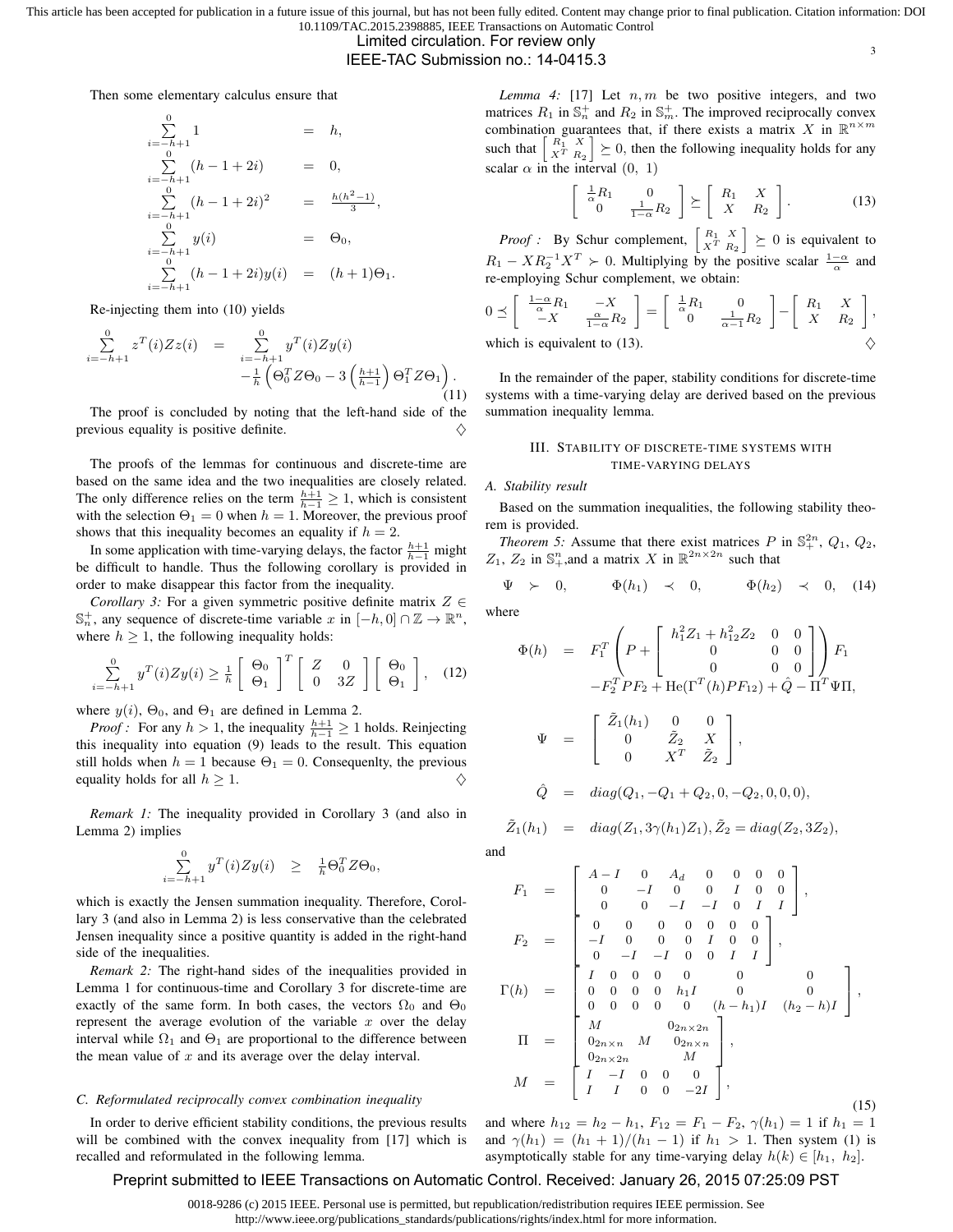Then some elementary calculus ensure that

$$
\begin{array}{rcl}
\sum_{i=-h+1}^{0} 1 & = & h, \\
\sum_{i=-h+1}^{0} (h-1+2i) & = & 0, \\
\sum_{i=-h+1}^{0} (h-1+2i)^2 & = & \frac{h(h^2-1)}{3}, \\
\sum_{i=-h+1}^{0} y(i) & = & \Theta_0, \\
\sum_{i=-h+1}^{0} (h-1+2i)y(i) & = & (h+1)\Theta_1.
\end{array}
$$

Re-injecting them into (10) yields

$$
\sum_{i=-h+1}^{0} z^T(i)Zz(i) = \sum_{i=-h+1}^{0} y^T(i)Zy(i) - \frac{1}{h}\left(\Theta_0^T Z\Theta_0 - 3\left(\frac{h+1}{h-1}\right)\Theta_1^T Z\Theta_1\right). \quad (11)
$$

The proof is concluded by noting that the left-hand side of the previous equality is positive definite. $\diamondsuit$

The proofs of the lemmas for continuous and discrete-time are based on the same idea and the two inequalities are closely related. The only difference relies on the term $\frac{h+1}{h-1} \geq 1$, which is consistent with the selection $\Theta_1 = 0$ when $h = 1$. Moreover, the previous proof shows that this inequality becomes an equality if $h = 2$.

In some application with time-varying delays, the factor $\frac{h+1}{h-1}$ might be difficult to handle. Thus the following corollary is provided in order to make disappear this factor from the inequality.

*Corollary 3:* For a given symmetric positive definite matrix $Z \in \mathbb{S}_n^+$, any sequence of discrete-time variable $x$ in $[-h, 0] \cap \mathbb{Z} \to \mathbb{R}^n$, where $h \geq 1$, the following inequality holds:

$$
\sum_{i=-h+1}^{0} y^T(i)Zy(i) \geq \frac{1}{h}\begin{bmatrix} \Theta_0 \\ \Theta_1 \end{bmatrix}^T \begin{bmatrix} Z & 0 \\ 0 & 3Z \end{bmatrix} \begin{bmatrix} \Theta_0 \\ \Theta_1 \end{bmatrix}, \quad (12)
$$

where $y(i)$, $\Theta_0$, and $\Theta_1$ are defined in Lemma 2.

*Proof :* For any $h > 1$, the inequality $\frac{h+1}{h-1} \geq 1$ holds. Reinjecting this inequality into equation (9) leads to the result. This equation still holds when $h = 1$ because $\Theta_1 = 0$. Consequenlty, the previous equality holds for all $h \geq 1$. $\diamondsuit$

*Remark 1:* The inequality provided in Corollary 3 (and also in Lemma 2) implies

$$
\sum_{i=-h+1}^{0} y^T(i)Zy(i) \geq \frac{1}{h}\Theta_0^T Z\Theta_0,
$$

which is exactly the Jensen summation inequality. Therefore, Corollary 3 (and also in Lemma 2) is less conservative than the celebrated Jensen inequality since a positive quantity is added in the right-hand side of the inequalities.

*Remark 2:* The right-hand sides of the inequalities provided in Lemma 1 for continuous-time and Corollary 3 for discrete-time are exactly of the same form. In both cases, the vectors $\Omega_0$ and $\Theta_0$ represent the average evolution of the variable $x$ over the delay interval while $\Omega_1$ and $\Theta_1$ are proportional to the difference between the mean value of $x$ and its average over the delay interval.

### C. Reformulated reciprocally convex combination inequality

In order to derive efficient stability conditions, the previous results will be combined with the convex inequality from [17] which is recalled and reformulated in the following lemma.

*Lemma 4:* [17] Let $n, m$ be two positive integers, and two matrices $R_1$ in $\mathbb{S}_n^+$ and $R_2$ in $\mathbb{S}_m^+$. The improved reciprocally convex combination guarantees that, if there exists a matrix $X$ in $\mathbb{R}^{n\times m}$ such that $\begin{bmatrix} R_1 & X \\ X^T & R_2 \end{bmatrix} \succeq 0$, then the following inequality holds for any scalar $\alpha$ in the interval $(0,\ 1)$

$$
\begin{bmatrix} \frac{1}{\alpha}R_1 & 0 \\ 0 & \frac{1}{1-\alpha}R_2 \end{bmatrix} \succeq \begin{bmatrix} R_1 & X \\ X & R_2 \end{bmatrix}. \quad (13)
$$

*Proof :* By Schur complement, $\begin{bmatrix} R_1 & X \\ X^T & R_2 \end{bmatrix} \succeq 0$ is equivalent to $R_1 - XR_2^{-1}X^T \succ 0$. Multiplying by the positive scalar $\frac{1-\alpha}{\alpha}$ and re-employing Schur complement, we obtain:

$$
0 \preceq \begin{bmatrix} \frac{1-\alpha}{\alpha}R_1 & -X \\ -X & \frac{\alpha}{1-\alpha}R_2 \end{bmatrix} = \begin{bmatrix} \frac{1}{\alpha}R_1 & 0 \\ 0 & \frac{1}{\alpha-1}R_2 \end{bmatrix} - \begin{bmatrix} R_1 & X \\ X & R_2 \end{bmatrix},
$$

which is equivalent to (13). $\diamondsuit$

In the remainder of the paper, stability conditions for discrete-time systems with a time-varying delay are derived based on the previous summation inequality lemma.

## III. Stability of discrete-time systems with time-varying delays

### A. Stability result

Based on the summation inequalities, the following stability theorem is provided.

*Theorem 5:* Assume that there exist matrices $P$ in $\mathbb{S}_+^{2n}$, $Q_1$, $Q_2$, $Z_1$, $Z_2$ in $\mathbb{S}_+^n$, and a matrix $X$ in $\mathbb{R}^{2n\times 2n}$ such that

$$
\Psi \succ 0, \qquad \Phi(h_1) \prec 0, \qquad \Phi(h_2) \prec 0, \quad (14)
$$

where

$$
\begin{array}{rcl}
\Phi(h) & = & F_1^T\left(P + \begin{bmatrix} h_1^2 Z_1 + h_{12}^2 Z_2 & 0 & 0 \\ 0 & 0 & 0 \\ 0 & 0 & 0 \end{bmatrix}\right)F_1 \\
& & -F_2^T P F_2 + \mathrm{He}(\Gamma^T(h)PF_{12}) + \hat{Q} - \Pi^T\Psi\Pi, \\
\Psi & = & \begin{bmatrix} \tilde{Z}_1(h_1) & 0 & 0 \\ 0 & \tilde{Z}_2 & X \\ 0 & X^T & \tilde{Z}_2 \end{bmatrix}, \\
\hat{Q} & = & diag(Q_1, -Q_1+Q_2, 0, -Q_2, 0, 0, 0), \\
\tilde{Z}_1(h_1) & = & diag(Z_1, 3\gamma(h_1)Z_1), \tilde{Z}_2 = diag(Z_2, 3Z_2),
\end{array}
$$

and

$$
\begin{array}{rcl}
F_1 & = & \begin{bmatrix} A-I & 0 & A_d & 0 & 0 & 0 & 0 \\ 0 & -I & 0 & 0 & I & 0 & 0 \\ 0 & 0 & -I & -I & 0 & I & I \end{bmatrix}, \\
F_2 & = & \begin{bmatrix} 0 & 0 & 0 & 0 & 0 & 0 & 0 \\ -I & 0 & 0 & 0 & I & 0 & 0 \\ 0 & -I & -I & 0 & 0 & I & I \end{bmatrix}, \\
\Gamma(h) & = & \begin{bmatrix} I & 0 & 0 & 0 & 0 & 0 & 0 \\ 0 & 0 & 0 & 0 & h_1 I & 0 & 0 \\ 0 & 0 & 0 & 0 & 0 & (h-h_1)I & (h_2-h)I \end{bmatrix}, \\
\Pi & = & \begin{bmatrix} M & & 0_{2n\times 2n} \\ 0_{2n\times n} & M & 0_{2n\times n} \\ 0_{2n\times 2n} & & M \end{bmatrix}, \\
M & = & \begin{bmatrix} I & -I & 0 & 0 & 0 \\ I & I & 0 & 0 & -2I \end{bmatrix},
\end{array} \quad (15)
$$

and where $h_{12} = h_2 - h_1$, $F_{12} = F_1 - F_2$, $\gamma(h_1) = 1$ if $h_1 = 1$ and $\gamma(h_1) = (h_1+1)/(h_1-1)$ if $h_1 > 1$. Then system (1) is asymptotically stable for any time-varying delay $h(k) \in [h_1,\ h_2]$.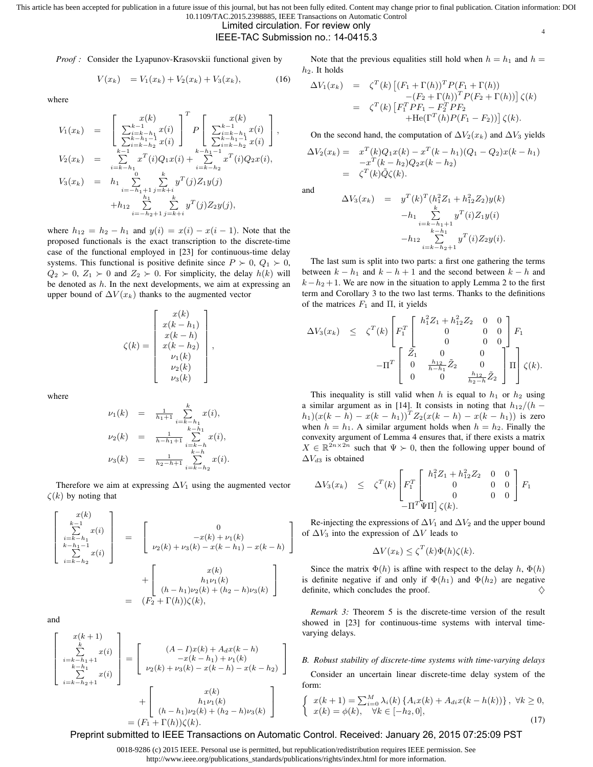*Proof :* Consider the Lyapunov-Krasovskii functional given by

$$V(x_k) \quad = V_1(x_k) + V_2(x_k) + V_3(x_k), \tag{16}$$

where

$$\begin{aligned}
V_1(x_k) &= \begin{bmatrix} x(k) \\ \sum_{i=k-h_1}^{k-1} x(i) \\ \sum_{i=k-h_2}^{k-h_1-1} x(i) \end{bmatrix}^T P \begin{bmatrix} x(k) \\ \sum_{i=k-h_1}^{k-1} x(i) \\ \sum_{i=k-h_2}^{k-h_1-1} x(i) \end{bmatrix}, \\
V_2(x_k) &= \sum_{i=k-h_1}^{k-1} x^T(i)Q_1x(i) + \sum_{i=k-h_2}^{k-h_1-1} x^T(i)Q_2x(i), \\
V_3(x_k) &= h_1 \sum_{i=-h_1+1}^{0} \sum_{j=k+i}^{k} y^T(j)Z_1y(j) \\
&\quad + h_{12} \sum_{i=-h_2+1}^{h_1} \sum_{j=k+i}^{k} y^T(j)Z_2y(j),
\end{aligned}$$

where $h_{12} = h_2 - h_1$ and $y(i) = x(i) - x(i-1)$. Note that the proposed functionals is the exact transcription to the discrete-time case of the functional employed in [23] for continuous-time delay systems. This functional is positive definite since $P \succ 0$, $Q_1 \succ 0$, $Q_2 \succ 0$, $Z_1 \succ 0$ and $Z_2 \succ 0$. For simplicity, the delay $h(k)$ will be denoted as $h$. In the next developments, we aim at expressing an upper bound of $\Delta V(x_k)$ thanks to the augmented vector

$$\zeta(k) = \begin{bmatrix} x(k) \\ x(k-h_1) \\ x(k-h) \\ x(k-h_2) \\ \nu_1(k) \\ \nu_2(k) \\ \nu_3(k) \end{bmatrix},$$

where

$$\begin{aligned}
\nu_1(k) &= \tfrac{1}{h_1+1} \sum_{i=k-h_1}^{k} x(i), \\
\nu_2(k) &= \tfrac{1}{h-h_1+1} \sum_{i=k-h}^{k-h_1} x(i), \\
\nu_3(k) &= \tfrac{1}{h_2-h+1} \sum_{i=k-h_2}^{k-h} x(i).
\end{aligned}$$

Therefore we aim at expressing $\Delta V_1$ using the augmented vector $\zeta(k)$ by noting that

$$\begin{aligned}
\begin{bmatrix} x(k) \\ \sum_{i=k-h_1}^{k-1} x(i) \\ \sum_{i=k-h_2}^{k-h_1-1} x(i) \end{bmatrix} &= \begin{bmatrix} 0 \\ -x(k) + \nu_1(k) \\ \nu_2(k) + \nu_3(k) - x(k-h_1) - x(k-h) \end{bmatrix} \\
&\quad + \begin{bmatrix} x(k) \\ h_1\nu_1(k) \\ (h-h_1)\nu_2(k) + (h_2-h)\nu_3(k) \end{bmatrix} \\
&= (F_2 + \Gamma(h))\zeta(k),
\end{aligned}$$

and

$$\begin{aligned}
\begin{bmatrix} x(k+1) \\ \sum_{i=k-h_1+1}^{k} x(i) \\ \sum_{i=k-h_2+1}^{k-h_1} x(i) \end{bmatrix} &= \begin{bmatrix} (A-I)x(k) + A_dx(k-h) \\ -x(k-h_1) + \nu_1(k) \\ \nu_2(k) + \nu_3(k) - x(k-h) - x(k-h_2) \end{bmatrix} \\
&\quad + \begin{bmatrix} x(k) \\ h_1\nu_1(k) \\ (h-h_1)\nu_2(k) + (h_2-h)\nu_3(k) \end{bmatrix} \\
&= (F_1 + \Gamma(h))\zeta(k).
\end{aligned}$$

Note that the previous equalities still hold when $h = h_1$ and $h = h_2$. It holds

$$\begin{aligned}
\Delta V_1(x_k) &= \zeta^T(k)\left[(F_1+\Gamma(h))^TP(F_1+\Gamma(h)) \right. \\
&\qquad \left. -(F_2+\Gamma(h))^TP(F_2+\Gamma(h))\right]\zeta(k) \\
&= \zeta^T(k)\left[F_1^TPF_1 - F_2^TPF_2 \right. \\
&\qquad \left. + \mathrm{He}(\Gamma^T(h)P(F_1-F_2))\right]\zeta(k).
\end{aligned}$$

On the second hand, the computation of $\Delta V_2(x_k)$ and $\Delta V_3$ yields

$$\begin{aligned}
\Delta V_2(x_k) = \; & x^T(k)Q_1x(k) - x^T(k-h_1)(Q_1-Q_2)x(k-h_1) \\
& - x^T(k-h_2)Q_2x(k-h_2) \\
= \; & \zeta^T(k)\bar{Q}\zeta(k).
\end{aligned}$$

and

$$\begin{aligned}
\Delta V_3(x_k) &= y^T(k)^T(h_1^2Z_1 + h_{12}^2Z_2)y(k) \\
&\quad - h_1 \sum_{i=k-h_1+1}^{k} y^T(i)Z_1y(i) \\
&\quad - h_{12} \sum_{i=k-h_2+1}^{k-h_1} y^T(i)Z_2y(i).
\end{aligned}$$

The last sum is split into two parts: a first one gathering the terms between $k-h_1$ and $k-h+1$ and the second between $k-h$ and $k-h_2+1$. We are now in the situation to apply Lemma 2 to the first term and Corollary 3 to the two last terms. Thanks to the definitions of the matrices $F_1$ and $\Pi$, it yields

$$\begin{aligned}
\Delta V_3(x_k) \;\; \leq \;\; & \zeta^T(k)\left[F_1^T \begin{bmatrix} h_1^2Z_1 + h_{12}^2Z_2 & 0 & 0 \\ 0 & 0 & 0 \\ 0 & 0 & 0 \end{bmatrix} F_1 \right. \\
& \left. -\Pi^T \begin{bmatrix} \tilde{Z}_1 & 0 & 0 \\ 0 & \frac{h_{12}}{h-h_1}\tilde{Z}_2 & 0 \\ 0 & 0 & \frac{h_{12}}{h_2-h}\tilde{Z}_2 \end{bmatrix} \Pi \right] \zeta(k).
\end{aligned}$$

This inequality is still valid when $h$ is equal to $h_1$ or $h_2$ using a similar argument as in [14]. It consists in noting that $h_{12}/(h-h_1)(x(k-h) - x(k-h_1))^TZ_2(x(k-h) - x(k-h_1))$ is zero when $h = h_1$. A similar argument holds when $h = h_2$. Finally the convexity argument of Lemma 4 ensures that, if there exists a matrix $X \in \mathbb{R}^{2n \times 2n}$ such that $\Psi \succ 0$, then the following upper bound of $\Delta V_{d3}$ is obtained

$$\begin{aligned}
\Delta V_3(x_k) \;\; \leq \;\; & \zeta^T(k)\left[F_1^T \begin{bmatrix} h_1^2Z_1 + h_{12}^2Z_2 & 0 & 0 \\ 0 & 0 & 0 \\ 0 & 0 & 0 \end{bmatrix} F_1 \right. \\
& \left. -\Pi^T\Psi\Pi\right]\zeta(k).
\end{aligned}$$

Re-injecting the expressions of $\Delta V_1$ and $\Delta V_2$ and the upper bound of $\Delta V_3$ into the expression of $\Delta V$ leads to

$$\Delta V(x_k) \leq \zeta^T(k)\Phi(h)\zeta(k).$$

Since the matrix $\Phi(h)$ is affine with respect to the delay $h$, $\Phi(h)$ is definite negative if and only if $\Phi(h_1)$ and $\Phi(h_2)$ are negative definite, which concludes the proof. ♢

*Remark 3:* Theorem 5 is the discrete-time version of the result showed in [23] for continuous-time systems with interval time-varying delays.

### *B. Robust stability of discrete-time systems with time-varying delays*

Consider an uncertain linear discrete-time delay system of the form:

$$\begin{cases} x(k+1) = \sum_{i=0}^{M} \lambda_i(k)\left\{A_ix(k) + A_{di}x(k-h(k))\right\}, \; \forall k \geq 0, \\ x(k) = \phi(k), \quad \forall k \in [-h_2, 0], \end{cases} \tag{17}$$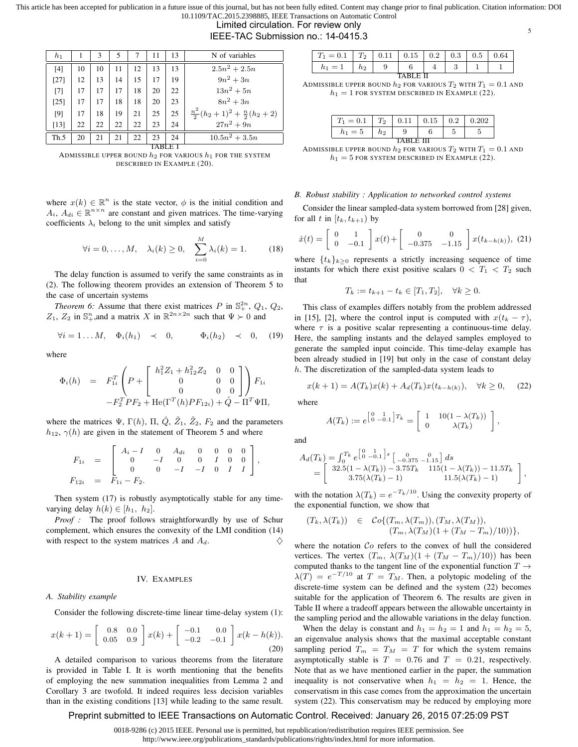| $h_1$ | 1 | 3 | 5 | 7 | 11 | 13 | N of variables |
|---|---|---|---|---|---|---|---|
| [4] | 10 | 10 | 11 | 12 | 13 | 13 | $2.5n^2 + 2.5n$ |
| [27] | 12 | 13 | 14 | 15 | 17 | 19 | $9n^2 + 3n$ |
| [7] | 17 | 17 | 17 | 18 | 20 | 22 | $13n^2 + 5n$ |
| [25] | 17 | 17 | 18 | 18 | 20 | 23 | $8n^2 + 3n$ |
| [9] | 17 | 18 | 19 | 21 | 25 | 25 | $\frac{n^2}{2}(h_2+1)^2 + \frac{n}{2}(h_2+2)$ |
| [13] | 22 | 22 | 22 | 22 | 23 | 24 | $27n^2 + 9n$ |
| Th.5 | 20 | 21 | 21 | 22 | 23 | 24 | $10.5n^2 + 3.5n$ |

TABLE I
ADMISSIBLE UPPER BOUND $h_2$ FOR VARIOUS $h_1$ FOR THE SYSTEM DESCRIBED IN EXAMPLE (20).

where $x(k) \in \mathbb{R}^n$ is the state vector, $\phi$ is the initial condition and $A_i$, $A_{di} \in \mathbb{R}^{n\times n}$ are constant and given matrices. The time-varying coefficients $\lambda_i$ belong to the unit simplex and satisfy

$$\forall i = 0,\ldots,M, \quad \lambda_i(k) \geq 0, \quad \sum_{i=0}^{M} \lambda_i(k) = 1. \tag{18}$$

The delay function is assumed to verify the same constraints as in (2). The following theorem provides an extension of Theorem 5 to the case of uncertain systems

*Theorem 6:* Assume that there exist matrices $P$ in $\mathbb{S}_+^{2n}$, $Q_1$, $Q_2$, $Z_1$, $Z_2$ in $\mathbb{S}_+^n$,and a matrix $X$ in $\mathbb{R}^{2n\times 2n}$ such that $\Psi \succ 0$ and

$$\forall i = 1 \ldots M, \quad \Phi_i(h_1) \prec 0, \qquad \Phi_i(h_2) \prec 0, \tag{19}$$

where

$$\begin{aligned}\Phi_i(h) &= F_{1i}^T \left( P + \begin{bmatrix} h_1^2 Z_1 + h_{12}^2 Z_2 & 0 & 0 \\ 0 & 0 & 0 \\ 0 & 0 & 0 \end{bmatrix} \right) F_{1i} \\ &\quad - F_2^T P F_2 + \mathrm{He}(\Gamma^T(h) P F_{12i}) + \hat{Q} - \Pi^T \Psi \Pi,\end{aligned}$$

where the matrices $\Psi$, $\Gamma(h)$, $\Pi$, $\hat{Q}$, $\tilde{Z}_1$, $\tilde{Z}_2$, $F_2$ and the parameters $h_{12}$, $\gamma(h)$ are given in the statement of Theorem 5 and where

$$\begin{aligned}F_{1i} &= \begin{bmatrix} A_i - I & 0 & A_{di} & 0 & 0 & 0 & 0 \\ 0 & -I & 0 & 0 & I & 0 & 0 \\ 0 & 0 & -I & -I & 0 & I & I \end{bmatrix}, \\ F_{12i} &= F_{1i} - F_2.\end{aligned}$$

Then system (17) is robustly asymptotically stable for any time-varying delay $h(k) \in [h_1,\ h_2]$.

*Proof :* The proof follows straightforwardly by use of Schur complement, which ensures the convexity of the LMI condition (14) with respect to the system matrices $A$ and $A_d$. ◇

## IV. Examples

### A. Stability example

Consider the following discrete-time linear time-delay system (1):

$$x(k+1) = \begin{bmatrix} 0.8 & 0.0 \\ 0.05 & 0.9 \end{bmatrix} x(k) + \begin{bmatrix} -0.1 & 0.0 \\ -0.2 & -0.1 \end{bmatrix} x(k - h(k)). \tag{20}$$

A detailed comparison to various theorems from the literature is provided in Table I. It is worth mentioning that the benefits of employing the new summation inequalities from Lemma 2 and Corollary 3 are twofold. It indeed requires less decision variables than in the existing conditions [13] while leading to the same result.

| $T_1 = 0.1$ | $T_2$ | 0.11 | 0.15 | 0.2 | 0.3 | 0.5 | 0.64 |
|---|---|---|---|---|---|---|---|
| $h_1 = 1$ | $h_2$ | 9 | 6 | 4 | 3 | 1 | 1 |

TABLE II
ADMISSIBLE UPPER BOUND $h_2$ FOR VARIOUS $T_2$ WITH $T_1 = 0.1$ AND $h_1 = 1$ FOR SYSTEM DESCRIBED IN EXAMPLE (22).

| $T_1 = 0.1$ | $T_2$ | 0.11 | 0.15 | 0.2 | 0.202 |
|---|---|---|---|---|---|
| $h_1 = 5$ | $h_2$ | 9 | 6 | 5 | 5 |

TABLE III
ADMISSIBLE UPPER BOUND $h_2$ FOR VARIOUS $T_2$ WITH $T_1 = 0.1$ AND $h_1 = 5$ FOR SYSTEM DESCRIBED IN EXAMPLE (22).

### B. Robust stability : Application to networked control systems

Consider the linear sampled-data system borrowed from [28] given, for all $t$ in $[t_k, t_{k+1})$ by

$$\dot{x}(t) = \begin{bmatrix} 0 & 1 \\ 0 & -0.1 \end{bmatrix} x(t) + \begin{bmatrix} 0 & 0 \\ -0.375 & -1.15 \end{bmatrix} x(t_{k-h(k)}), \tag{21}$$

where $\{t_k\}_{k\geq 0}$ represents a strictly increasing sequence of time instants for which there exist positive scalars $0 < T_1 < T_2$ such that

$$T_k := t_{k+1} - t_k \in [T_1, T_2], \quad \forall k \geq 0.$$

This class of examples differs notably from the problem addressed in [15], [2], where the control input is computed with $x(t_k - \tau)$, where $\tau$ is a positive scalar representing a continuous-time delay. Here, the sampling instants and the delayed samples employed to generate the sampled input coincide. This time-delay example has been already studied in [19] but only in the case of constant delay $h$. The discretization of the sampled-data system leads to

$$x(k+1) = A(T_k)x(k) + A_d(T_k)x(t_{k-h(k)}), \quad \forall k \geq 0, \tag{22}$$

where

$$A(T_k) := e^{\left[\begin{smallmatrix} 0 & 1 \\ 0 & -0.1 \end{smallmatrix}\right] T_k} = \begin{bmatrix} 1 & 10(1-\lambda(T_k)) \\ 0 & \lambda(T_k) \end{bmatrix},$$

and

$$\begin{aligned}A_d(T_k) &= \int_0^{T_k} e^{\left[\begin{smallmatrix} 0 & 1 \\ 0 & -0.1 \end{smallmatrix}\right] s} \left[\begin{smallmatrix} 0 & 0 \\ -0.375 & -1.15 \end{smallmatrix}\right] ds \\ &= \begin{bmatrix} 32.5(1-\lambda(T_k)) - 3.75T_k & 115(1-\lambda(T_k)) - 11.5T_k \\ 3.75(\lambda(T_k)-1) & 11.5(\lambda(T_k)-1) \end{bmatrix},\end{aligned}$$

with the notation $\lambda(T_k) = e^{-T_k/10}$. Using the convexity property of the exponential function, we show that

$$\begin{aligned}(T_k, \lambda(T_k)) \in \mathcal{C}o\{&(T_m, \lambda(T_m)), (T_M, \lambda(T_M)), \\ &(T_m, \lambda(T_M)(1 + (T_M - T_m)/10))\},\end{aligned}$$

where the notation $\mathcal{C}o$ refers to the convex of hull the considered vertices. The vertex $(T_m,\ \lambda(T_M)(1 + (T_M - T_m)/10))$ has been computed thanks to the tangent line of the exponential function $T \to \lambda(T) = e^{-T/10}$ at $T = T_M$. Then, a polytopic modeling of the discrete-time system can be defined and the system (22) becomes suitable for the application of Theorem 6. The results are given in Table II where a tradeoff appears between the allowable uncertainty in the sampling period and the allowable variations in the delay function.

When the delay is constant and $h_1 = h_2 = 1$ and $h_1 = h_2 = 5$, an eigenvalue analysis shows that the maximal acceptable constant sampling period $T_m = T_M = T$ for which the system remains asymptotically stable is $T = 0.76$ and $T = 0.21$, respectively. Note that as we have mentioned earlier in the paper, the summation inequality is not conservative when $h_1 = h_2 = 1$. Hence, the conservatism in this case comes from the approximation the uncertain system (22). This conservatism may be reduced by employing more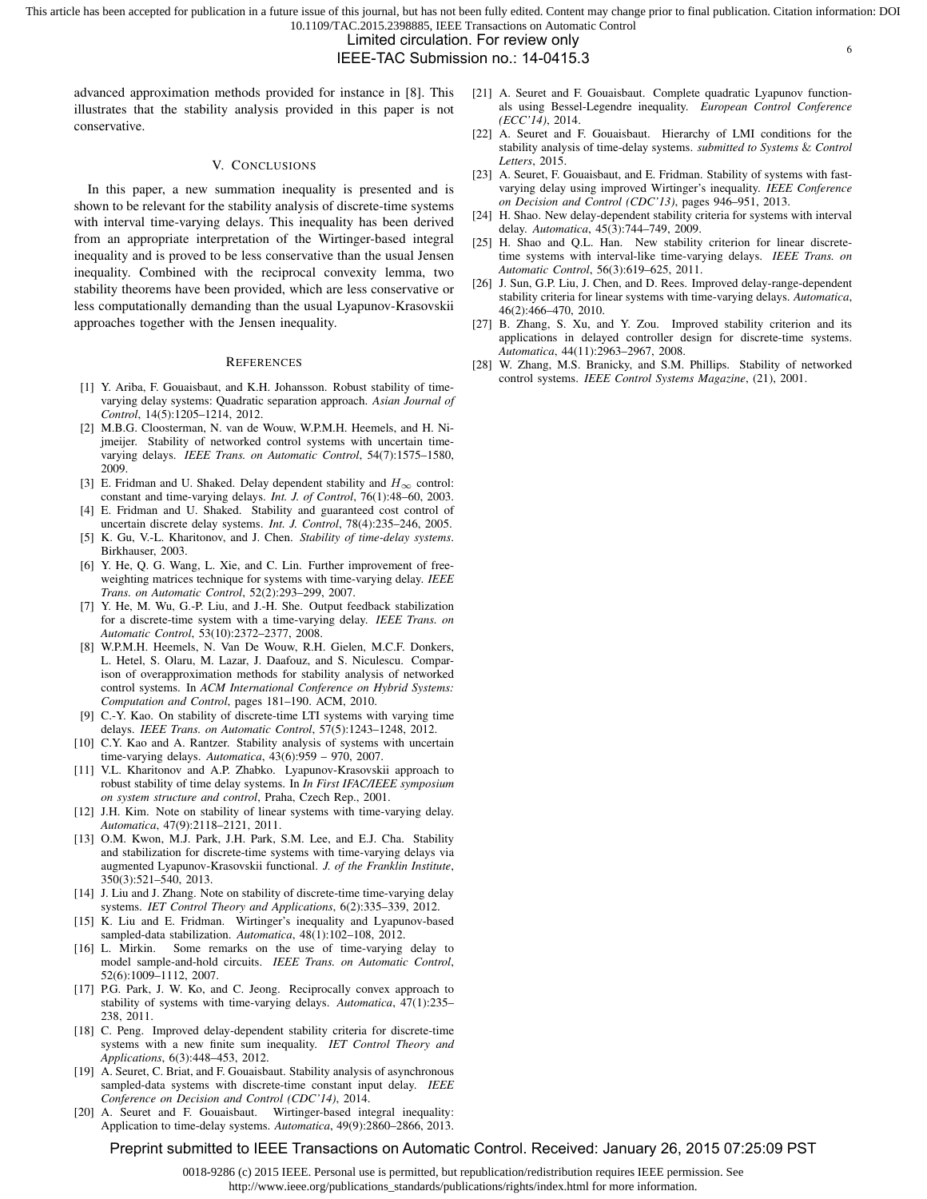advanced approximation methods provided for instance in [8]. This illustrates that the stability analysis provided in this paper is not conservative.

## V. Conclusions

In this paper, a new summation inequality is presented and is shown to be relevant for the stability analysis of discrete-time systems with interval time-varying delays. This inequality has been derived from an appropriate interpretation of the Wirtinger-based integral inequality and is proved to be less conservative than the usual Jensen inequality. Combined with the reciprocal convexity lemma, two stability theorems have been provided, which are less conservative or less computationally demanding than the usual Lyapunov-Krasovskii approaches together with the Jensen inequality.

## References

[1] Y. Ariba, F. Gouaisbaut, and K.H. Johansson. Robust stability of time-varying delay systems: Quadratic separation approach. *Asian Journal of Control*, 14(5):1205–1214, 2012.

[2] M.B.G. Cloosterman, N. van de Wouw, W.P.M.H. Heemels, and H. Nijmeijer. Stability of networked control systems with uncertain time-varying delays. *IEEE Trans. on Automatic Control*, 54(7):1575–1580, 2009.

[3] E. Fridman and U. Shaked. Delay dependent stability and $H_\infty$ control: constant and time-varying delays. *Int. J. of Control*, 76(1):48–60, 2003.

[4] E. Fridman and U. Shaked. Stability and guaranteed cost control of uncertain discrete delay systems. *Int. J. Control*, 78(4):235–246, 2005.

[5] K. Gu, V.-L. Kharitonov, and J. Chen. *Stability of time-delay systems*. Birkhauser, 2003.

[6] Y. He, Q. G. Wang, L. Xie, and C. Lin. Further improvement of free-weighting matrices technique for systems with time-varying delay. *IEEE Trans. on Automatic Control*, 52(2):293–299, 2007.

[7] Y. He, M. Wu, G.-P. Liu, and J.-H. She. Output feedback stabilization for a discrete-time system with a time-varying delay. *IEEE Trans. on Automatic Control*, 53(10):2372–2377, 2008.

[8] W.P.M.H. Heemels, N. Van De Wouw, R.H. Gielen, M.C.F. Donkers, L. Hetel, S. Olaru, M. Lazar, J. Daafouz, and S. Niculescu. Comparison of overapproximation methods for stability analysis of networked control systems. In *ACM International Conference on Hybrid Systems: Computation and Control*, pages 181–190. ACM, 2010.

[9] C.-Y. Kao. On stability of discrete-time LTI systems with varying time delays. *IEEE Trans. on Automatic Control*, 57(5):1243–1248, 2012.

[10] C.Y. Kao and A. Rantzer. Stability analysis of systems with uncertain time-varying delays. *Automatica*, 43(6):959 – 970, 2007.

[11] V.L. Kharitonov and A.P. Zhabko. Lyapunov-Krasovskii approach to robust stability of time delay systems. In *In First IFAC/IEEE symposium on system structure and control*, Praha, Czech Rep., 2001.

[12] J.H. Kim. Note on stability of linear systems with time-varying delay. *Automatica*, 47(9):2118–2121, 2011.

[13] O.M. Kwon, M.J. Park, J.H. Park, S.M. Lee, and E.J. Cha. Stability and stabilization for discrete-time systems with time-varying delays via augmented Lyapunov-Krasovskii functional. *J. of the Franklin Institute*, 350(3):521–540, 2013.

[14] J. Liu and J. Zhang. Note on stability of discrete-time time-varying delay systems. *IET Control Theory and Applications*, 6(2):335–339, 2012.

[15] K. Liu and E. Fridman. Wirtinger's inequality and Lyapunov-based sampled-data stabilization. *Automatica*, 48(1):102–108, 2012.

[16] L. Mirkin. Some remarks on the use of time-varying delay to model sample-and-hold circuits. *IEEE Trans. on Automatic Control*, 52(6):1009–1112, 2007.

[17] P.G. Park, J. W. Ko, and C. Jeong. Reciprocally convex approach to stability of systems with time-varying delays. *Automatica*, 47(1):235–238, 2011.

[18] C. Peng. Improved delay-dependent stability criteria for discrete-time systems with a new finite sum inequality. *IET Control Theory and Applications*, 6(3):448–453, 2012.

[19] A. Seuret, C. Briat, and F. Gouaisbaut. Stability analysis of asynchronous sampled-data systems with discrete-time constant input delay. *IEEE Conference on Decision and Control (CDC'14)*, 2014.

[20] A. Seuret and F. Gouaisbaut. Wirtinger-based integral inequality: Application to time-delay systems. *Automatica*, 49(9):2860–2866, 2013.

[21] A. Seuret and F. Gouaisbaut. Complete quadratic Lyapunov functionals using Bessel-Legendre inequality. *European Control Conference (ECC'14)*, 2014.

[22] A. Seuret and F. Gouaisbaut. Hierarchy of LMI conditions for the stability analysis of time-delay systems. *submitted to Systems & Control Letters*, 2015.

[23] A. Seuret, F. Gouaisbaut, and E. Fridman. Stability of systems with fast-varying delay using improved Wirtinger's inequality. *IEEE Conference on Decision and Control (CDC'13)*, pages 946–951, 2013.

[24] H. Shao. New delay-dependent stability criteria for systems with interval delay. *Automatica*, 45(3):744–749, 2009.

[25] H. Shao and Q.L. Han. New stability criterion for linear discrete-time systems with interval-like time-varying delays. *IEEE Trans. on Automatic Control*, 56(3):619–625, 2011.

[26] J. Sun, G.P. Liu, J. Chen, and D. Rees. Improved delay-range-dependent stability criteria for linear systems with time-varying delays. *Automatica*, 46(2):466–470, 2010.

[27] B. Zhang, S. Xu, and Y. Zou. Improved stability criterion and its applications in delayed controller design for discrete-time systems. *Automatica*, 44(11):2963–2967, 2008.

[28] W. Zhang, M.S. Branicky, and S.M. Phillips. Stability of networked control systems. *IEEE Control Systems Magazine*, (21), 2001.